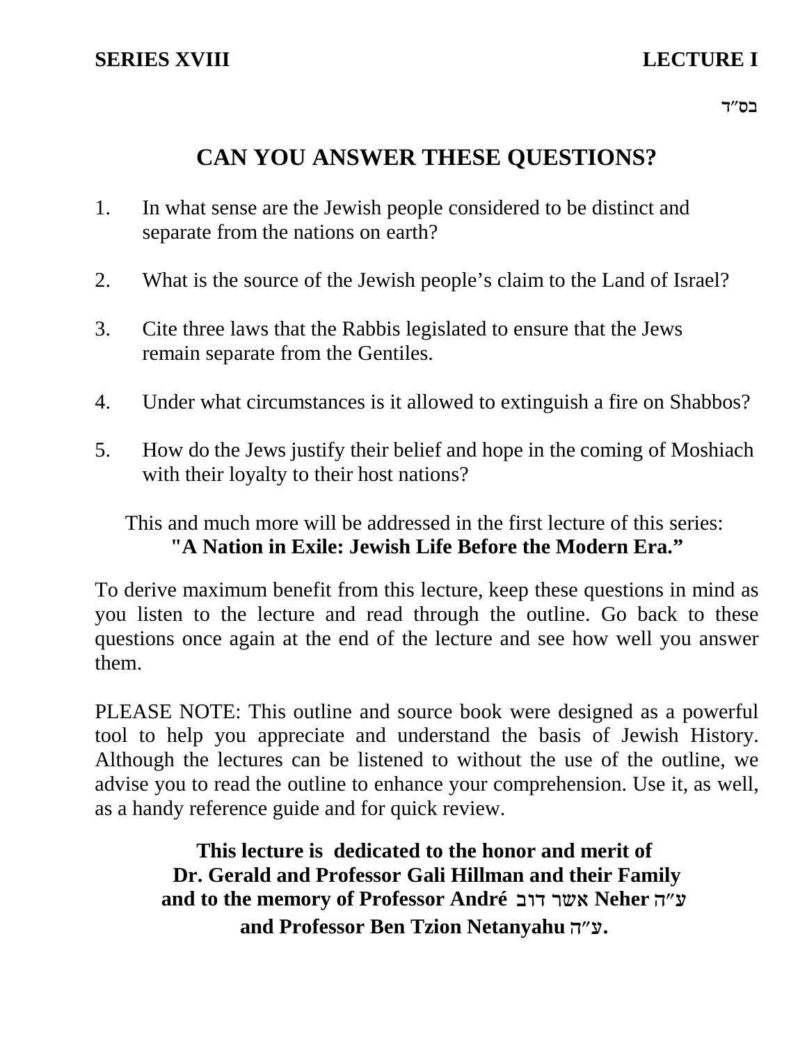**SERIES XVIII** **LECTURE I**

בס״ד

# CAN YOU ANSWER THESE QUESTIONS?

1. In what sense are the Jewish people considered to be distinct and separate from the nations on earth?

2. What is the source of the Jewish people's claim to the Land of Israel?

3. Cite three laws that the Rabbis legislated to ensure that the Jews remain separate from the Gentiles.

4. Under what circumstances is it allowed to extinguish a fire on Shabbos?

5. How do the Jews justify their belief and hope in the coming of Moshiach with their loyalty to their host nations?

This and much more will be addressed in the first lecture of this series:
**"A Nation in Exile: Jewish Life Before the Modern Era."**

To derive maximum benefit from this lecture, keep these questions in mind as you listen to the lecture and read through the outline. Go back to these questions once again at the end of the lecture and see how well you answer them.

PLEASE NOTE: This outline and source book were designed as a powerful tool to help you appreciate and understand the basis of Jewish History. Although the lectures can be listened to without the use of the outline, we advise you to read the outline to enhance your comprehension. Use it, as well, as a handy reference guide and for quick review.

**This lecture is dedicated to the honor and merit of**
**Dr. Gerald and Professor Gali Hillman and their Family**
**and to the memory of Professor André אשר דוב Neher ע״ה**
**and Professor Ben Tzion Netanyahu ע״ה.**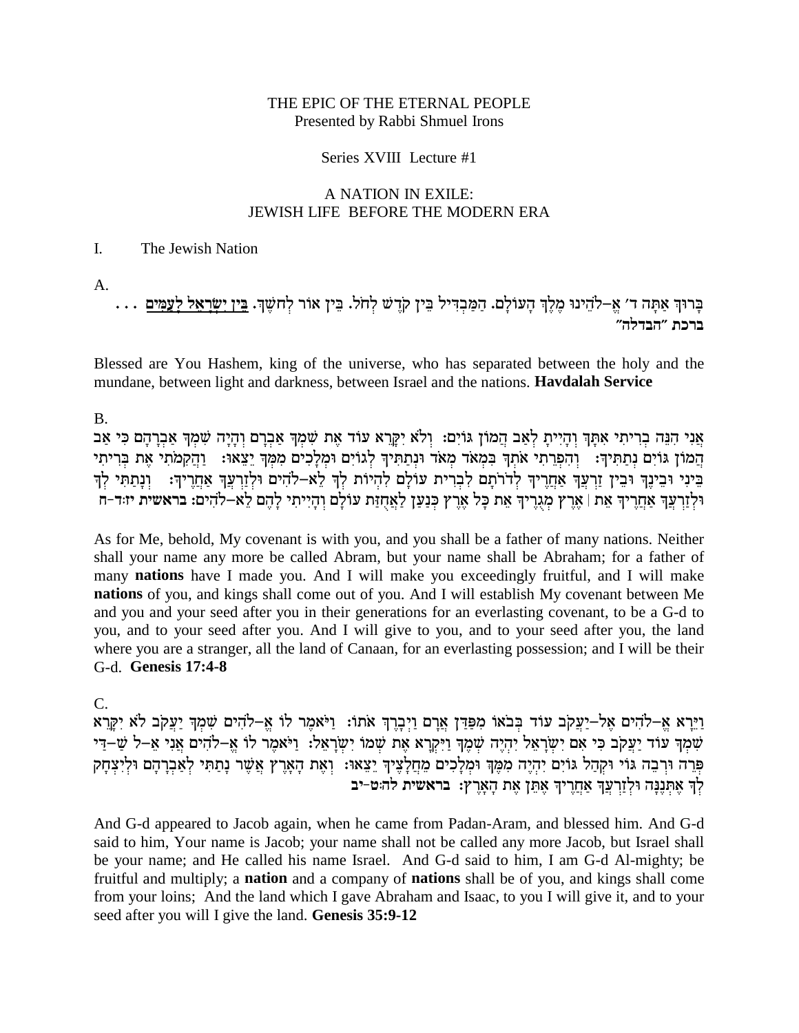THE EPIC OF THE ETERNAL PEOPLE
Presented by Rabbi Shmuel Irons

Series XVIII Lecture #1

A NATION IN EXILE:
JEWISH LIFE BEFORE THE MODERN ERA

I. The Jewish Nation

A.

בָּרוּךְ אַתָּה ד׳ אֱ–לֹהֵינוּ מֶלֶךְ הָעוֹלָם. הַמַּבְדִּיל בֵּין קֹדֶשׁ לְחֹל. בֵּין אוֹר לְחֹשֶׁךְ. **בֵּין יִשְׂרָאֵל לָעַמִּים** . . .
**ברכת "הבדלה"**

Blessed are You Hashem, king of the universe, who has separated between the holy and the mundane, between light and darkness, between Israel and the nations. **Havdalah Service**

B.

אֲנִי הִנֵּה בְרִיתִי אִתָּךְ וְהָיִיתָ לְאַב הֲמוֹן גּוֹיִם: וְלֹא יִקָּרֵא עוֹד אֶת שִׁמְךָ אַבְרָם וְהָיָה שִׁמְךָ אַבְרָהָם כִּי אַב הֲמוֹן גּוֹיִם נְתַתִּיךָ: וְהִפְרֵתִי אֹתְךָ בִּמְאֹד מְאֹד וּנְתַתִּיךָ לְגוֹיִם וּמְלָכִים מִמְּךָ יֵצֵאוּ: וַהֲקִמֹתִי אֶת בְּרִיתִי בֵּינִי וּבֵינֶךָ וּבֵין זַרְעֲךָ אַחֲרֶיךָ לְדֹרֹתָם לִבְרִית עוֹלָם לִהְיוֹת לְךָ לֵא–לֹהִים וּלְזַרְעֲךָ אַחֲרֶיךָ: וְנָתַתִּי לְךָ וּלְזַרְעֲךָ אַחֲרֶיךָ אֵת | אֶרֶץ מְגֻרֶיךָ אֵת כָּל אֶרֶץ כְּנַעַן לַאֲחֻזַּת עוֹלָם וְהָיִיתִי לָהֶם לֵא–לֹהִים: **בראשית יז:ד-ח**

As for Me, behold, My covenant is with you, and you shall be a father of many nations. Neither shall your name any more be called Abram, but your name shall be Abraham; for a father of many **nations** have I made you. And I will make you exceedingly fruitful, and I will make **nations** of you, and kings shall come out of you. And I will establish My covenant between Me and you and your seed after you in their generations for an everlasting covenant, to be a G-d to you, and to your seed after you. And I will give to you, and to your seed after you, the land where you are a stranger, all the land of Canaan, for an everlasting possession; and I will be their G-d. **Genesis 17:4-8**

C.

וַיֵּרָא אֱ–לֹהִים אֶל–יַעֲקֹב עוֹד בְּבֹאוֹ מִפַּדַּן אֲרָם וַיְבָרֶךְ אֹתוֹ: וַיֹּאמֶר לוֹ אֱ–לֹהִים שִׁמְךָ יַעֲקֹב לֹא יִקָּרֵא שִׁמְךָ עוֹד יַעֲקֹב כִּי אִם יִשְׂרָאֵל יִהְיֶה שְׁמֶךָ וַיִּקְרָא אֶת שְׁמוֹ יִשְׂרָאֵל: וַיֹּאמֶר לוֹ אֱ–לֹהִים אֲנִי אֵ–ל שַׁ–דַּי פְּרֵה וּרְבֵה גּוֹי וּקְהַל גּוֹיִם יִהְיֶה מִמֶּךָּ וּמְלָכִים מֵחֲלָצֶיךָ יֵצֵאוּ: וְאֶת הָאָרֶץ אֲשֶׁר נָתַתִּי לְאַבְרָהָם וּלְיִצְחָק לְךָ אֶתְּנֶנָּה וּלְזַרְעֲךָ אַחֲרֶיךָ אֶתֵּן אֶת הָאָרֶץ: **בראשית לה:ט-יב**

And G-d appeared to Jacob again, when he came from Padan-Aram, and blessed him. And G-d said to him, Your name is Jacob; your name shall not be called any more Jacob, but Israel shall be your name; and He called his name Israel. And G-d said to him, I am G-d Al-mighty; be fruitful and multiply; a **nation** and a company of **nations** shall be of you, and kings shall come from your loins; And the land which I gave Abraham and Isaac, to you I will give it, and to your seed after you will I give the land. **Genesis 35:9-12**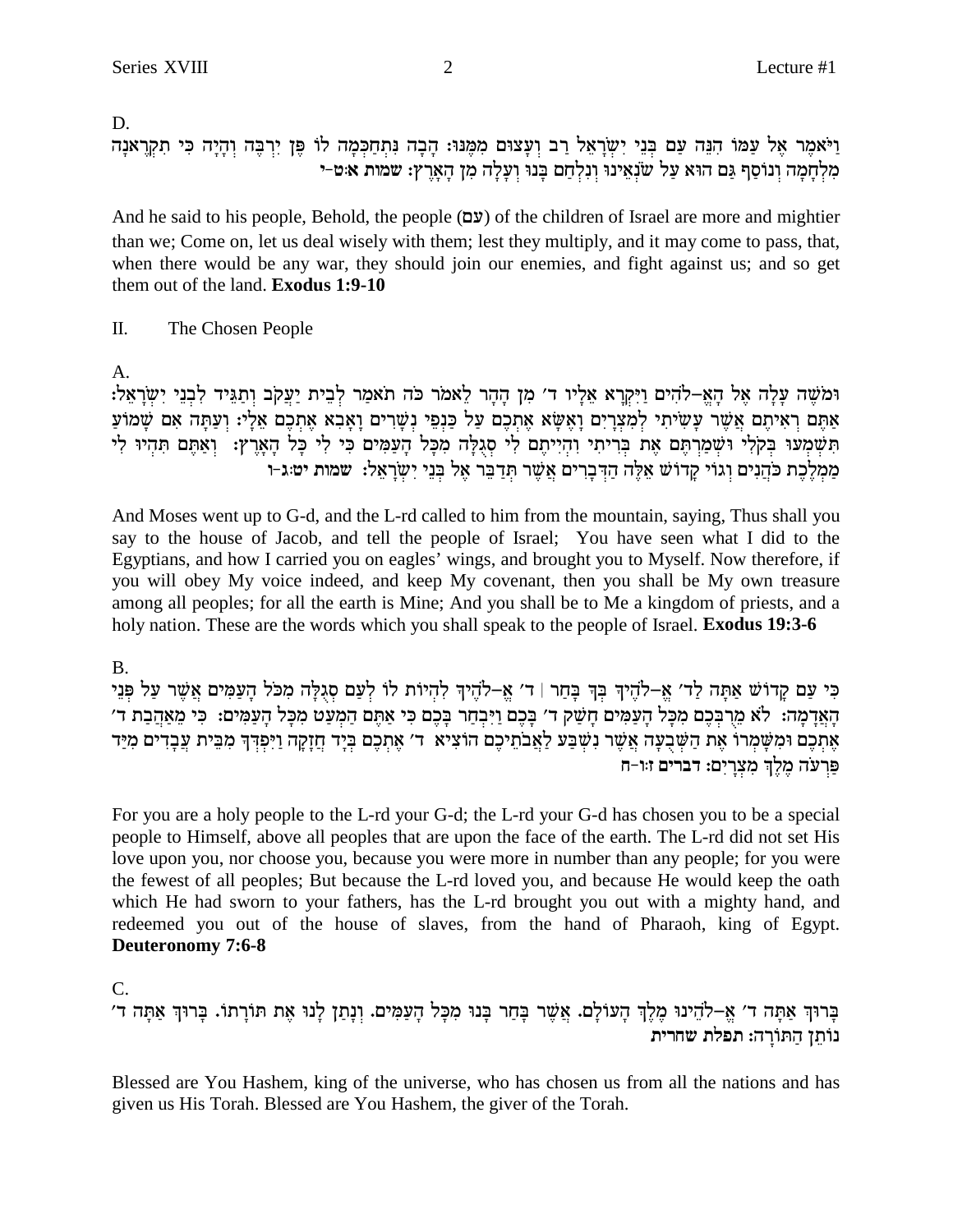D.

וַיֹּאמֶר אֶל עַמּוֹ הִנֵּה עַם בְּנֵי יִשְׂרָאֵל רַב וְעָצוּם מִמֶּנּוּ: הָבָה נִתְחַכְּמָה לוֹ פֶּן יִרְבֶּה וְהָיָה כִּי תִקְרֶאנָה מִלְחָמָה וְנוֹסַף גַּם הוּא עַל שֹׂנְאֵינוּ וְנִלְחַם בָּנוּ וְעָלָה מִן הָאָרֶץ: **שמות א:ט-י**

And he said to his people, Behold, the people (עם) of the children of Israel are more and mightier than we; Come on, let us deal wisely with them; lest they multiply, and it may come to pass, that, when there would be any war, they should join our enemies, and fight against us; and so get them out of the land. **Exodus 1:9-10**

II. The Chosen People

A.

וּמֹשֶׁה עָלָה אֶל הָאֱ–לֹהִים וַיִּקְרָא אֵלָיו ד׳ מִן הָהָר לֵאמֹר כֹּה תֹאמַר לְבֵית יַעֲקֹב וְתַגֵּיד לִבְנֵי יִשְׂרָאֵל: אַתֶּם רְאִיתֶם אֲשֶׁר עָשִׂיתִי לְמִצְרָיִם וָאֶשָּׂא אֶתְכֶם עַל כַּנְפֵי נְשָׁרִים וָאָבִא אֶתְכֶם אֵלָי: וְעַתָּה אִם שָׁמוֹעַ תִּשְׁמְעוּ בְּקֹלִי וּשְׁמַרְתֶּם אֶת בְּרִיתִי וִהְיִיתֶם לִי סְגֻלָּה מִכָּל הָעַמִּים כִּי לִי כָּל הָאָרֶץ: וְאַתֶּם תִּהְיוּ לִי מַמְלֶכֶת כֹּהֲנִים וְגוֹי קָדוֹשׁ אֵלֶּה הַדְּבָרִים אֲשֶׁר תְּדַבֵּר אֶל בְּנֵי יִשְׂרָאֵל: **שמות יט:ג-ו**

And Moses went up to G-d, and the L-rd called to him from the mountain, saying, Thus shall you say to the house of Jacob, and tell the people of Israel; You have seen what I did to the Egyptians, and how I carried you on eagles' wings, and brought you to Myself. Now therefore, if you will obey My voice indeed, and keep My covenant, then you shall be My own treasure among all peoples; for all the earth is Mine; And you shall be to Me a kingdom of priests, and a holy nation. These are the words which you shall speak to the people of Israel. **Exodus 19:3-6**

B.

כִּי עַם קָדוֹשׁ אַתָּה לַד׳ אֱ–לֹהֶיךָ בְּךָ בָּחַר | ד׳ אֱ–לֹהֶיךָ לִהְיוֹת לוֹ לְעַם סְגֻלָּה מִכֹּל הָעַמִּים אֲשֶׁר עַל פְּנֵי הָאֲדָמָה: לֹא מֵרֻבְּכֶם מִכָּל הָעַמִּים חָשַׁק ד׳ בָּכֶם וַיִּבְחַר בָּכֶם כִּי אַתֶּם הַמְעַט מִכָּל הָעַמִּים: כִּי מֵאַהֲבַת ד׳ אֶתְכֶם וּמִשָּׁמְרוֹ אֶת הַשְּׁבֻעָה אֲשֶׁר נִשְׁבַּע לַאֲבֹתֵיכֶם הוֹצִיא ד׳ אֶתְכֶם בְּיָד חֲזָקָה וַיִּפְדְּךָ מִבֵּית עֲבָדִים מִיַּד פַּרְעֹה מֶלֶךְ מִצְרָיִם: **דברים ז:ו-ח**

For you are a holy people to the L-rd your G-d; the L-rd your G-d has chosen you to be a special people to Himself, above all peoples that are upon the face of the earth. The L-rd did not set His love upon you, nor choose you, because you were more in number than any people; for you were the fewest of all peoples; But because the L-rd loved you, and because He would keep the oath which He had sworn to your fathers, has the L-rd brought you out with a mighty hand, and redeemed you out of the house of slaves, from the hand of Pharaoh, king of Egypt. **Deuteronomy 7:6-8**

C.

בָּרוּךְ אַתָּה ד׳ אֱ–לֹהֵינוּ מֶלֶךְ הָעוֹלָם. אֲשֶׁר בָּחַר בָּנוּ מִכָּל הָעַמִּים. וְנָתַן לָנוּ אֶת תּוֹרָתוֹ. בָּרוּךְ אַתָּה ד׳ נוֹתֵן הַתּוֹרָה: **תפלת שחרית**

Blessed are You Hashem, king of the universe, who has chosen us from all the nations and has given us His Torah. Blessed are You Hashem, the giver of the Torah.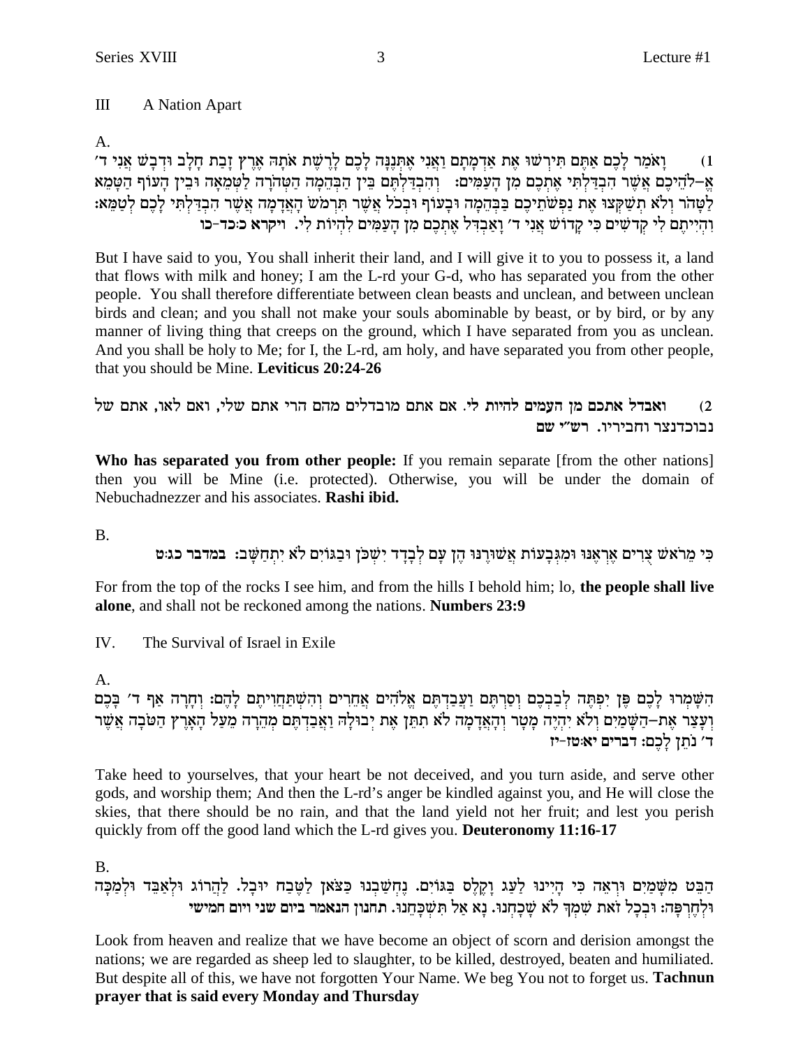## III A Nation Apart

A.

(1) וָאֹמַר לָכֶם אַתֶּם תִּירְשׁוּ אֶת אַדְמָתָם וַאֲנִי אֶתְּנֶנָּה לָכֶם לָרֶשֶׁת אֹתָהּ אֶרֶץ זָבַת חָלָב וּדְבָשׁ אֲנִי ד׳ אֱ–לֹהֵיכֶם אֲשֶׁר הִבְדַּלְתִּי אֶתְכֶם מִן הָעַמִּים: וְהִבְדַּלְתֶּם בֵּין הַבְּהֵמָה הַטְּהֹרָה לַטְּמֵאָה וּבֵין הָעוֹף הַטָּמֵא לַטָּהֹר וְלֹא תְשַׁקְּצוּ אֶת נַפְשֹׁתֵיכֶם בַּבְּהֵמָה וּבָעוֹף וּבְכֹל אֲשֶׁר תִּרְמֹשׂ הָאֲדָמָה אֲשֶׁר הִבְדַּלְתִּי לָכֶם לְטַמֵּא: וִהְיִיתֶם לִי קְדֹשִׁים כִּי קָדוֹשׁ אֲנִי ד׳ וָאַבְדִּל אֶתְכֶם מִן הָעַמִּים לִהְיוֹת לִי. ויקרא כ:כד-כו

But I have said to you, You shall inherit their land, and I will give it to you to possess it, a land that flows with milk and honey; I am the L-rd your G-d, who has separated you from the other people. You shall therefore differentiate between clean beasts and unclean, and between unclean birds and clean; and you shall not make your souls abominable by beast, or by bird, or by any manner of living thing that creeps on the ground, which I have separated from you as unclean. And you shall be holy to Me; for I, the L-rd, am holy, and have separated you from other people, that you should be Mine. **Leviticus 20:24-26**

(2) **ואבדל אתכם מן העמים להיות לי.** אם אתם מובדלים מהם הרי אתם שלי, ואם לאו, אתם של נבוכדנצר וחביריו. **רש"י שם**

**Who has separated you from other people:** If you remain separate [from the other nations] then you will be Mine (i.e. protected). Otherwise, you will be under the domain of Nebuchadnezzer and his associates. **Rashi ibid.**

B.

**כִּי מֵרֹאשׁ צֻרִים אֶרְאֶנּוּ וּמִגְּבָעוֹת אֲשׁוּרֶנּוּ הֶן עָם לְבָדָד יִשְׁכֹּן וּבַגּוֹיִם לֹא יִתְחַשָּׁב: במדבר כג:ט**

For from the top of the rocks I see him, and from the hills I behold him; lo, **the people shall live alone**, and shall not be reckoned among the nations. **Numbers 23:9**

## IV. The Survival of Israel in Exile

A.

הִשָּׁמְרוּ לָכֶם פֶּן יִפְתֶּה לְבַבְכֶם וְסַרְתֶּם וַעֲבַדְתֶּם אֱלֹהִים אֲחֵרִים וְהִשְׁתַּחֲוִיתֶם לָהֶם: וְחָרָה אַף ד׳ בָּכֶם וְעָצַר אֶת–הַשָּׁמַיִם וְלֹא יִהְיֶה מָטָר וְהָאֲדָמָה לֹא תִתֵּן אֶת יְבוּלָהּ וַאֲבַדְתֶּם מְהֵרָה מֵעַל הָאָרֶץ הַטֹּבָה אֲשֶׁר ד׳ נֹתֵן לָכֶם: דברים יא:טז-יז

Take heed to yourselves, that your heart be not deceived, and you turn aside, and serve other gods, and worship them; And then the L-rd's anger be kindled against you, and He will close the skies, that there should be no rain, and that the land yield not her fruit; and lest you perish quickly from off the good land which the L-rd gives you. **Deuteronomy 11:16-17**

B.

הַבֵּט מִשָּׁמַיִם וּרְאֵה כִּי הָיִינוּ לַעַג וָקֶלֶס בַּגּוֹיִם. נֶחְשַׁבְנוּ כַּצֹּאן לַטֶּבַח יוּבָל. לַהֲרוֹג וּלְאַבֵּד וּלְמַכָּה וּלְחֶרְפָּה: וּבְכָל זֹאת שִׁמְךָ לֹא שָׁכָחְנוּ. נָא אַל תִּשְׁכָּחֵנוּ. תחנון הנאמר ביום שני ויום חמישי

Look from heaven and realize that we have become an object of scorn and derision amongst the nations; we are regarded as sheep led to slaughter, to be killed, destroyed, beaten and humiliated. But despite all of this, we have not forgotten Your Name. We beg You not to forget us. **Tachnun prayer that is said every Monday and Thursday**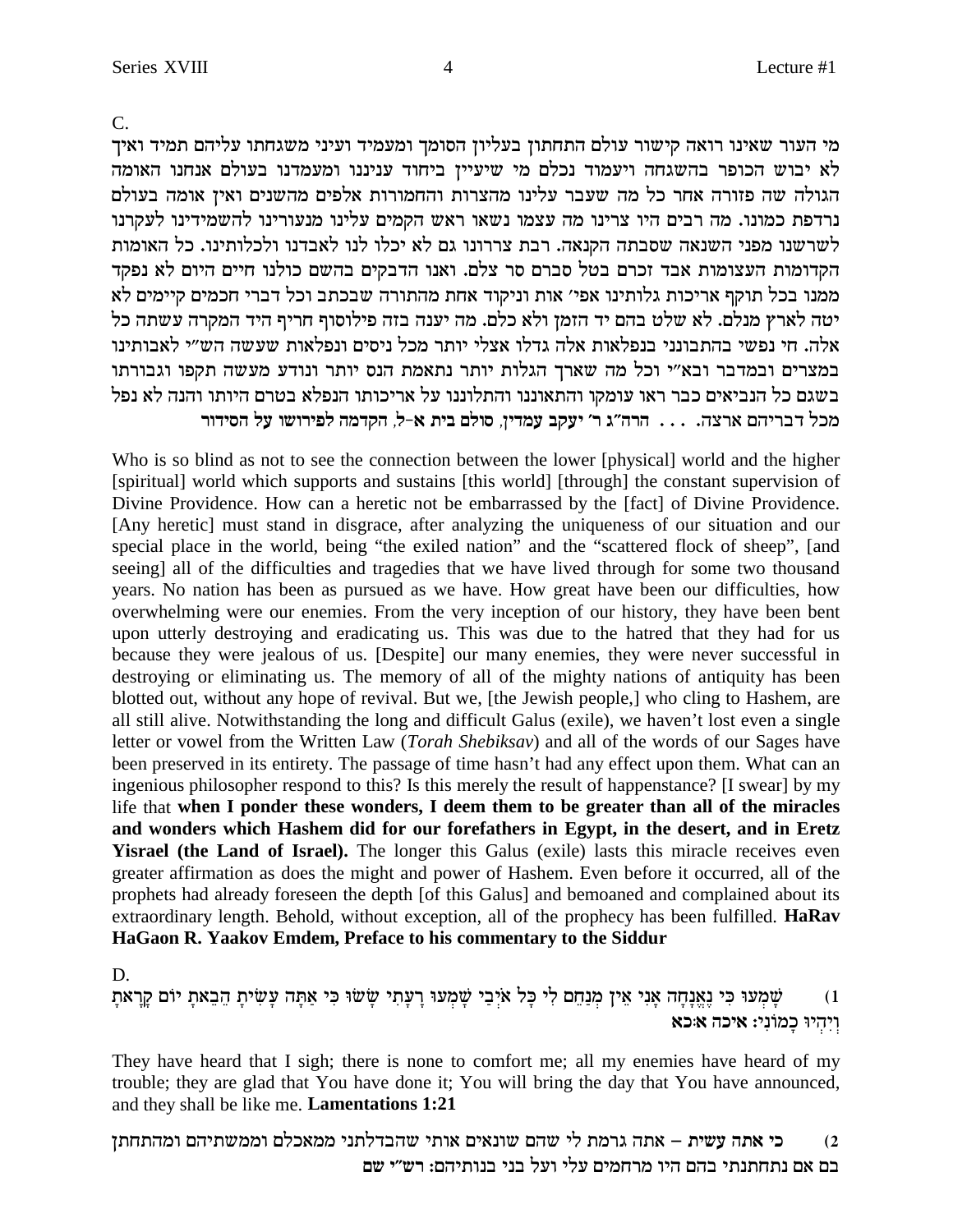C.

מי העור שאינו רואה קישור עולם התחתון בעליון הסומך ומעמיד ועיני משגחתו עליהם תמיד ואיך לא יבוש הכופר בהשגחה ויעמוד נכלם מי שיעיין ביחוד ענינו ומעמדנו בעולם אנחנו האומה הגולה שה פזורה אחר כל מה שעבר עלינו מהצרות והחמורות אלפים מהשנים ואין אומה בעולם נרדפת כמונו. מה רבים היו צרינו מה עצמו נשאו ראש הקמים עלינו מנעורינו להשמידינו לעקרנו לשרשנו מפני השנאה שסבתה הקנאה. רבת צררונו גם לא יכלו לנו לאבדנו ולכלותינו. כל האומות הקדומות העצומות אבד זכרם בטל סברם סר צלם. ואנו הדבקים בהשם כולנו חיים היום לא נפקד ממנו בכל תוקף אריכות גלותינו אפי׳ אות וניקוד אחת מהתורה שבכתב וכל דברי חכמים קיימים לא יטה לארץ מנלם. לא שלט בהם יד הזמן ולא כלם. מה יענה בזה פילוסוף חריף היד המקרה עשתה כל אלה. חי נפשי בהתבונני בנפלאות אלה גדלו אצלי יותר מכל ניסים ונפלאות שעשה הש״י לאבותינו במצרים ובמדבר ובא״י וכל מה שארך הגלות יותר נתאמת הנס יותר ונודע מעשה תקפו וגבורתו בשגם כל הנביאים כבר ראו עומקו והתאוננו והתלוננו על אריכותו הנפלא בטרם היותו והנה לא נפל מכל דבריהם ארצה. . . . **הרה״ג ר׳ יעקב עמדין, סולם בית א-ל, הקדמה לפירושו על הסידור**

Who is so blind as not to see the connection between the lower [physical] world and the higher [spiritual] world which supports and sustains [this world] [through] the constant supervision of Divine Providence. How can a heretic not be embarrassed by the [fact] of Divine Providence. [Any heretic] must stand in disgrace, after analyzing the uniqueness of our situation and our special place in the world, being "the exiled nation" and the "scattered flock of sheep", [and seeing] all of the difficulties and tragedies that we have lived through for some two thousand years. No nation has been as pursued as we have. How great have been our difficulties, how overwhelming were our enemies. From the very inception of our history, they have been bent upon utterly destroying and eradicating us. This was due to the hatred that they had for us because they were jealous of us. [Despite] our many enemies, they were never successful in destroying or eliminating us. The memory of all of the mighty nations of antiquity has been blotted out, without any hope of revival. But we, [the Jewish people,] who cling to Hashem, are all still alive. Notwithstanding the long and difficult Galus (exile), we haven't lost even a single letter or vowel from the Written Law (*Torah Shebiksav*) and all of the words of our Sages have been preserved in its entirety. The passage of time hasn't had any effect upon them. What can an ingenious philosopher respond to this? Is this merely the result of happenstance? [I swear] by my life that **when I ponder these wonders, I deem them to be greater than all of the miracles and wonders which Hashem did for our forefathers in Egypt, in the desert, and in Eretz Yisrael (the Land of Israel).** The longer this Galus (exile) lasts this miracle receives even greater affirmation as does the might and power of Hashem. Even before it occurred, all of the prophets had already foreseen the depth [of this Galus] and bemoaned and complained about its extraordinary length. Behold, without exception, all of the prophecy has been fulfilled. **HaRav HaGaon R. Yaakov Emdem, Preface to his commentary to the Siddur**

D.

1) שָׁמְעוּ כִּי נֶאֱנָחָה אָנִי אֵין מְנַחֵם לִי כָּל אֹיְבַי שָׁמְעוּ רָעָתִי שָׂשׂוּ כִּי אַתָּה עָשִׂיתָ הֵבֵאתָ יוֹם קָרָאתָ וְיִהְיוּ כָמוֹנִי: **איכה א:כא**

They have heard that I sigh; there is none to comfort me; all my enemies have heard of my trouble; they are glad that You have done it; You will bring the day that You have announced, and they shall be like me. **Lamentations 1:21**

2) **כי אתה עשית** – אתה גרמת לי שהם שונאים אותי שהבדלתני ממאכלם וממשתיהם ומהתחתן בם אם נתחתנתי בהם היו מרחמים עלי ועל בני בנותיהם: **רש״י שם**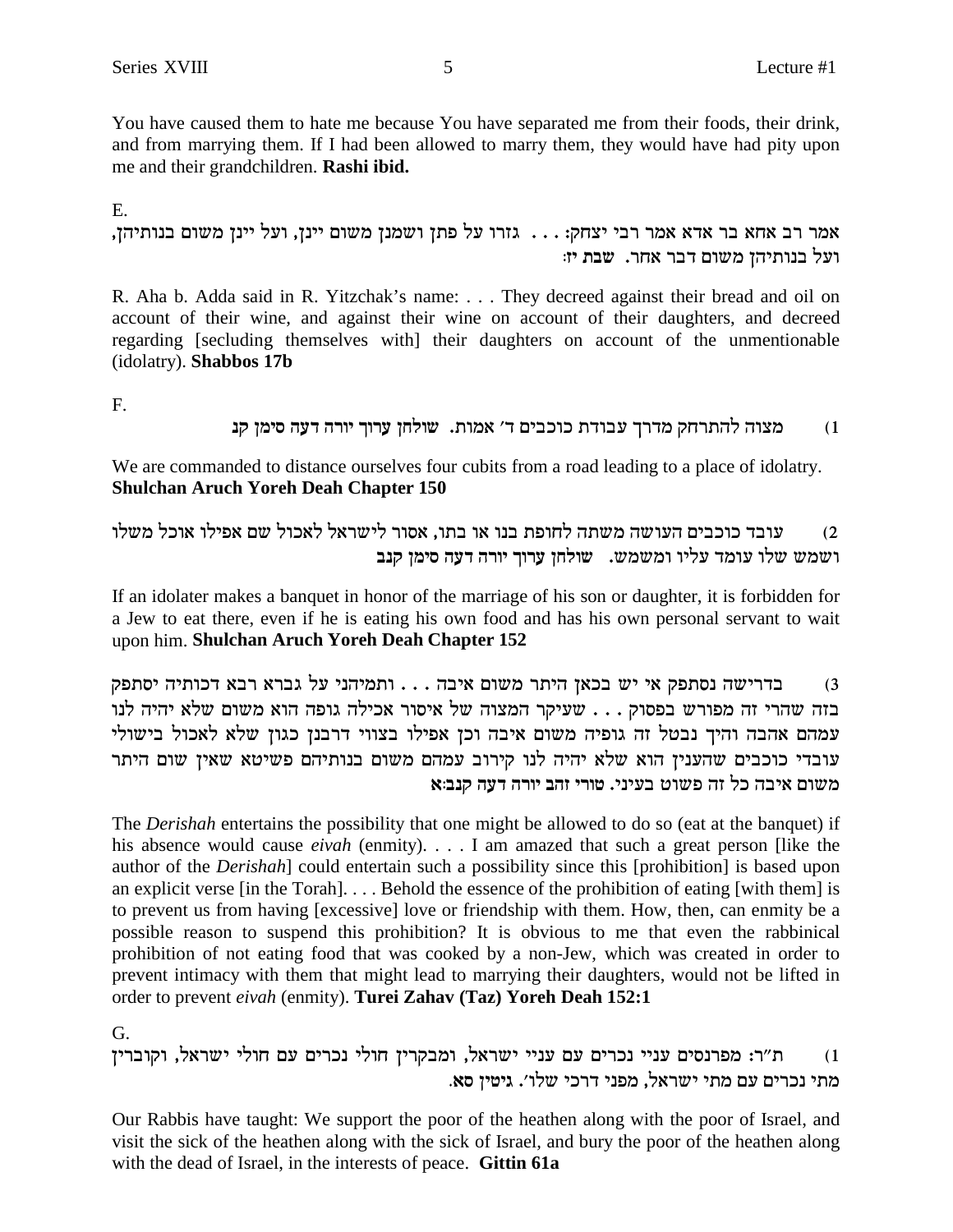You have caused them to hate me because You have separated me from their foods, their drink, and from marrying them. If I had been allowed to marry them, they would have had pity upon me and their grandchildren. **Rashi ibid.**

E.

אמר רב אחא בר אדא אמר רבי יצחק: . . . גזרו על פתן ושמנן משום יינן, ועל יינן משום בנותיהן, ועל בנותיהן משום דבר אחר. **שבת יז:**

R. Aha b. Adda said in R. Yitzchak's name: . . . They decreed against their bread and oil on account of their wine, and against their wine on account of their daughters, and decreed regarding [secluding themselves with] their daughters on account of the unmentionable (idolatry). **Shabbos 17b**

F.

1) מצוה להתרחק מדרך עבודת כוכבים ד׳ אמות. **שולחן ערוך יורה דעה סימן קנ**

We are commanded to distance ourselves four cubits from a road leading to a place of idolatry. **Shulchan Aruch Yoreh Deah Chapter 150**

2) עובד כוכבים העושה משתה לחופת בנו או בתו, אסור לישראל לאכול שם אפילו אוכל משלו ושמש שלו עומד עליו ומשמש. **שולחן ערוך יורה דעה סימן קנב**

If an idolater makes a banquet in honor of the marriage of his son or daughter, it is forbidden for a Jew to eat there, even if he is eating his own food and has his own personal servant to wait upon him. **Shulchan Aruch Yoreh Deah Chapter 152**

3) בדרישה נסתפק אי יש בכאן היתר משום איבה . . . ותמיהני על גברא רבא דכותיה יסתפק בזה שהרי זה מפורש בפסוק . . . שעיקר המצוה של איסור אכילה גופה הוא משום שלא יהיה לנו עמהם אהבה והיך נבטל זה גופיה משום איבה וכן אפילו בצווי דרבנן כגון שלא לאכול בישולי עובדי כוכבים שהענין הוא שלא יהיה לנו קירוב עמהם משום בנותיהם פשיטא שאין שום היתר משום איבה כל זה פשוט בעיני. **טורי זהב יורה דעה קנב:א**

The *Derishah* entertains the possibility that one might be allowed to do so (eat at the banquet) if his absence would cause *eivah* (enmity). . . . I am amazed that such a great person [like the author of the *Derishah*] could entertain such a possibility since this [prohibition] is based upon an explicit verse [in the Torah]. . . . Behold the essence of the prohibition of eating [with them] is to prevent us from having [excessive] love or friendship with them. How, then, can enmity be a possible reason to suspend this prohibition? It is obvious to me that even the rabbinical prohibition of not eating food that was cooked by a non-Jew, which was created in order to prevent intimacy with them that might lead to marrying their daughters, would not be lifted in order to prevent *eivah* (enmity). **Turei Zahav (Taz) Yoreh Deah 152:1**

G.

1) ת"ר: מפרנסים עניי נכרים עם עניי ישראל, ומבקרין חולי נכרים עם חולי ישראל, וקוברין מתי נכרים עם מתי ישראל, מפני דרכי שלו׳. **גיטין סא.**

Our Rabbis have taught: We support the poor of the heathen along with the poor of Israel, and visit the sick of the heathen along with the sick of Israel, and bury the poor of the heathen along with the dead of Israel, in the interests of peace. **Gittin 61a**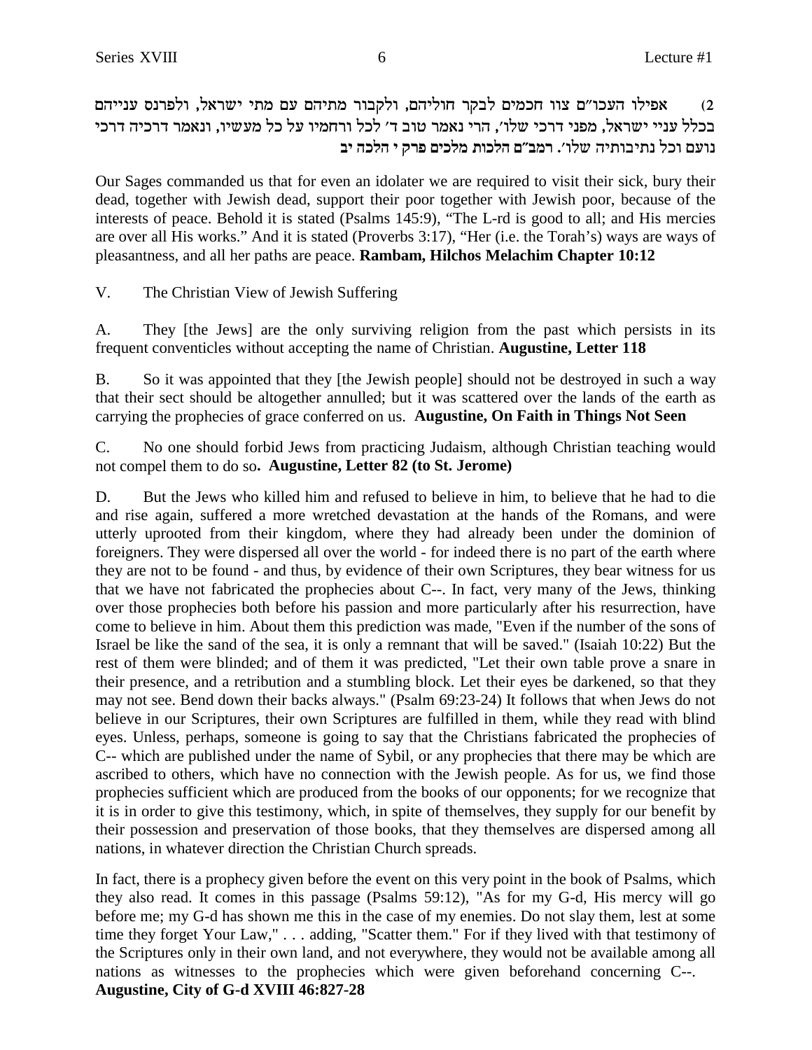2) אפילו העכו״ם צוו חכמים לבקר חוליהם, ולקבור מתיהם עם מתי ישראל, ולפרנס ענייהם בכלל עניי ישראל, מפני דרכי שלו׳, הרי נאמר טוב ד׳ לכל ורחמיו על כל מעשיו, ונאמר דרכיה דרכי נועם וכל נתיבותיה שלו׳. רמב״ם הלכות מלכים פרק י הלכה יב

Our Sages commanded us that for even an idolater we are required to visit their sick, bury their dead, together with Jewish dead, support their poor together with Jewish poor, because of the interests of peace. Behold it is stated (Psalms 145:9), "The L-rd is good to all; and His mercies are over all His works." And it is stated (Proverbs 3:17), "Her (i.e. the Torah's) ways are ways of pleasantness, and all her paths are peace. **Rambam, Hilchos Melachim Chapter 10:12**

V. The Christian View of Jewish Suffering

A. They [the Jews] are the only surviving religion from the past which persists in its frequent conventicles without accepting the name of Christian. **Augustine, Letter 118**

B. So it was appointed that they [the Jewish people] should not be destroyed in such a way that their sect should be altogether annulled; but it was scattered over the lands of the earth as carrying the prophecies of grace conferred on us. **Augustine, On Faith in Things Not Seen**

C. No one should forbid Jews from practicing Judaism, although Christian teaching would not compel them to do so. **Augustine, Letter 82 (to St. Jerome)**

D. But the Jews who killed him and refused to believe in him, to believe that he had to die and rise again, suffered a more wretched devastation at the hands of the Romans, and were utterly uprooted from their kingdom, where they had already been under the dominion of foreigners. They were dispersed all over the world - for indeed there is no part of the earth where they are not to be found - and thus, by evidence of their own Scriptures, they bear witness for us that we have not fabricated the prophecies about C--. In fact, very many of the Jews, thinking over those prophecies both before his passion and more particularly after his resurrection, have come to believe in him. About them this prediction was made, "Even if the number of the sons of Israel be like the sand of the sea, it is only a remnant that will be saved." (Isaiah 10:22) But the rest of them were blinded; and of them it was predicted, "Let their own table prove a snare in their presence, and a retribution and a stumbling block. Let their eyes be darkened, so that they may not see. Bend down their backs always." (Psalm 69:23-24) It follows that when Jews do not believe in our Scriptures, their own Scriptures are fulfilled in them, while they read with blind eyes. Unless, perhaps, someone is going to say that the Christians fabricated the prophecies of C-- which are published under the name of Sybil, or any prophecies that there may be which are ascribed to others, which have no connection with the Jewish people. As for us, we find those prophecies sufficient which are produced from the books of our opponents; for we recognize that it is in order to give this testimony, which, in spite of themselves, they supply for our benefit by their possession and preservation of those books, that they themselves are dispersed among all nations, in whatever direction the Christian Church spreads.

In fact, there is a prophecy given before the event on this very point in the book of Psalms, which they also read. It comes in this passage (Psalms 59:12), "As for my G-d, His mercy will go before me; my G-d has shown me this in the case of my enemies. Do not slay them, lest at some time they forget Your Law," . . . adding, "Scatter them." For if they lived with that testimony of the Scriptures only in their own land, and not everywhere, they would not be available among all nations as witnesses to the prophecies which were given beforehand concerning C--. **Augustine, City of G-d XVIII 46:827-28**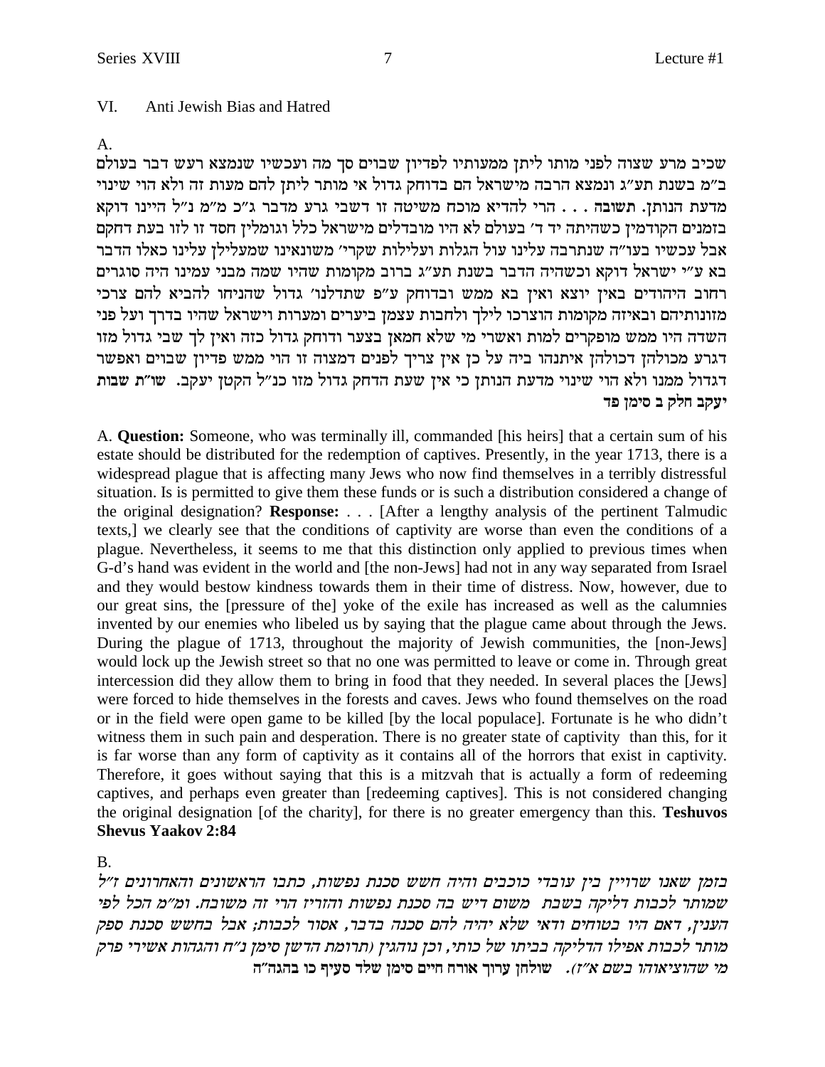## VI. Anti Jewish Bias and Hatred

A.

שכיב מרע שצוה לפני מותו ליתן ממעותיו לפדיון שבוים סך מה ועכשיו שנמצא רעש דבר בעולם ב"מ בשנת תע"ג ונמצא הרבה מישראל הם בדוחק גדול אי מותר ליתן להם מעות זה ולא הוי שינוי מדעת הנותן. **תשובה** . . . הרי להדיא מוכח משיטה זו דשבי גרע מדבר ג"כ מ"מ נ"ל היינו דוקא בזמנים הקודמין כשהיתה יד ד' בעולם לא היו מובדלים מישראל כלל וגומלין חסד זו לזו בעת דחקם אבל עכשיו בעו"ה שנתרבה עלינו עול הגלות ועלילות שקרי' משונאינו שמעלילן עלינו כאלו הדבר בא ע"י ישראל דוקא וכשהיה הדבר בשנת תע"ג ברוב מקומות שהיו שמה מבני עמינו היה סוגרים רחוב היהודים באין יוצא ואין בא ממש ובדוחק ע"פ שתדלנו' גדול שהניחו להביא להם צרכי מזונותיהם ובאיזה מקומות הוצרכו לילך ולחבות עצמן ביערים ומערות וישראל שהיו בדרך ועל פני השדה היו ממש מופקרים למות ואשרי מי שלא חמאן בצער ודוחק גדול כזה ואין לך שבי גדול מזו דגרע מכולהן דכולהן איתנהו ביה על כן אין צריך לפנים דמצוה זו הוי ממש פדיון שבוים ואפשר דגדול ממנו ולא הוי שינוי מדעת הנותן כי אין שעת הדחק גדול מזו כנ"ל הקטן יעקב. **שו"ת שבות יעקב חלק ב סימן פד**

A. **Question:** Someone, who was terminally ill, commanded [his heirs] that a certain sum of his estate should be distributed for the redemption of captives. Presently, in the year 1713, there is a widespread plague that is affecting many Jews who now find themselves in a terribly distressful situation. Is is permitted to give them these funds or is such a distribution considered a change of the original designation? **Response:** . . . [After a lengthy analysis of the pertinent Talmudic texts,] we clearly see that the conditions of captivity are worse than even the conditions of a plague. Nevertheless, it seems to me that this distinction only applied to previous times when G-d's hand was evident in the world and [the non-Jews] had not in any way separated from Israel and they would bestow kindness towards them in their time of distress. Now, however, due to our great sins, the [pressure of the] yoke of the exile has increased as well as the calumnies invented by our enemies who libeled us by saying that the plague came about through the Jews. During the plague of 1713, throughout the majority of Jewish communities, the [non-Jews] would lock up the Jewish street so that no one was permitted to leave or come in. Through great intercession did they allow them to bring in food that they needed. In several places the [Jews] were forced to hide themselves in the forests and caves. Jews who found themselves on the road or in the field were open game to be killed [by the local populace]. Fortunate is he who didn't witness them in such pain and desperation. There is no greater state of captivity than this, for it is far worse than any form of captivity as it contains all of the horrors that exist in captivity. Therefore, it goes without saying that this is a mitzvah that is actually a form of redeeming captives, and perhaps even greater than [redeeming captives]. This is not considered changing the original designation [of the charity], for there is no greater emergency than this. **Teshuvos Shevus Yaakov 2:84**

B.

*בזמן שאנו שרויין בין עובדי כוכבים והיה חשש סכנת נפשות, כתבו הראשונים והאחרונים ז"ל שמותר לכבות דליקה בשבת משום דיש בה סכנת נפשות והזריז הרי זה משובח. ומ"מ הכל לפי הענין, דאם היו בטוחים ודאי שלא יהיה להם סכנה בדבר, אסור לכבות; אבל בחשש סכנת ספק מותר לכבות אפילו הדליקה בביתו של כותי, וכן נוהגין (תרומת הדשן סימן נ"ח והגהות אשירי פרק מי שהוציאוהו בשם א"ז).* **שולחן ערוך אורח חיים סימן שלד סעיף כו בהגה"ה**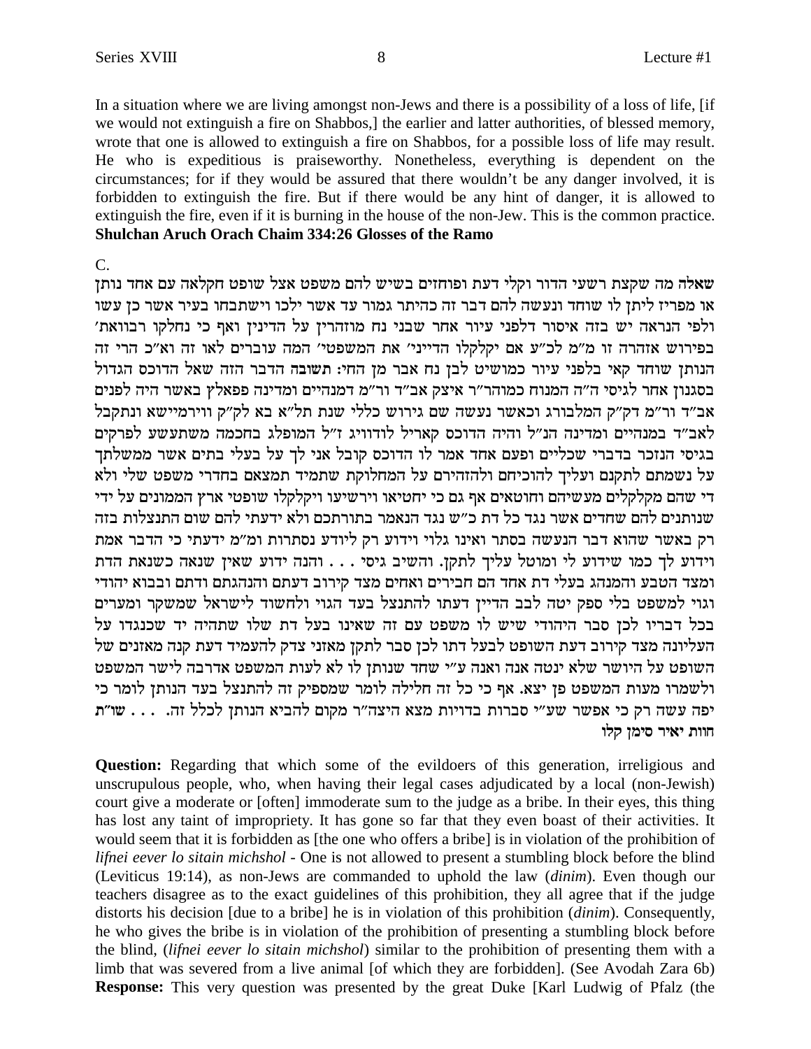In a situation where we are living amongst non-Jews and there is a possibility of a loss of life, [if we would not extinguish a fire on Shabbos,] the earlier and latter authorities, of blessed memory, wrote that one is allowed to extinguish a fire on Shabbos, for a possible loss of life may result. He who is expeditious is praiseworthy. Nonetheless, everything is dependent on the circumstances; for if they would be assured that there wouldn't be any danger involved, it is forbidden to extinguish the fire. But if there would be any hint of danger, it is allowed to extinguish the fire, even if it is burning in the house of the non-Jew. This is the common practice.
**Shulchan Aruch Orach Chaim 334:26 Glosses of the Ramo**

C.

**שאלה** מה שקצת רשעי הדור וקלי דעת ופוחזים בשיש להם משפט אצל שופט חקלאה עם אחד נותן או מפריז ליתן לו שוחד ונעשה להם דבר זה כהיתר גמור עד אשר ילכו וישתבחו בעיר אשר כן עשו ולפי הנראה יש בזה איסור דלפני עיור אחר שבני נח מוזהרין על הדינין ואף כי נחלקו רבוואת' בפירוש אזהרה זו מ"מ לכ"ע אם יקלקלו הדייני' את המשפטי' המה עוברים לאו זה וא"כ הרי זה הנותן שוחד קאי בלפני עיור כמושיט לבן נח אבר מן החי: **תשובה** הדבר הזה שאל הדוכס הגדול בסגנון אחר לגיסי ה"ה המנוח כמוהר"ר איצק אב"ד ור"מ דמנהיים ומדינה פפאלץ באשר היה לפנים אב"ד ור"מ דק"ק המלבורג וכאשר נעשה שם גירוש כללי שנת תל"א בא לק"ק ווירמיישא ונתקבל לאב"ד במנהיים ומדינה הנ"ל והיה הדוכס קאריל לודוויג ז"ל המופלג בחכמה משתעשע לפרקים בגיסי הנזכר בדברי שכליים ופעם אחד אמר לו הדוכס קובל אני לך על בעלי בתים אשר ממשלתך על נשמתם לתקנם ועליך להוכיחם ולהזהירם על המחלוקת שתמיד תמצאם בחדרי משפט שלי ולא די שהם מקלקלים מעשיהם וחוטאים אף גם כי יחטיאו וירשיעו ויקלקלו שופטי ארץ הממונים על ידי שנותנים להם שחדים אשר נגד כל דת כ"ש נגד הנאמר בתורתכם ולא ידעתי להם שום התנצלות בזה רק באשר שהוא דבר הנעשה בסתר ואינו גלוי וידוע רק ליודע נסתרות ומ"מ ידעתי כי הדבר אמת וידוע לך כמו שידוע לי ומוטל עליך לתקן. והשיב גיסי . . . והנה ידוע שאין שנאה כשנאת הדת ומצד הטבע והמנהג בעלי דת אחד הם חבירים ואחים מצד קירוב דעתם והנהגתם ודתם ובבוא יהודי וגוי למשפט בלי ספק יטה לבב הדיין דעתו להתנצל בעד הגוי ולחשוד לישראל שמשקר ומערים בכל דבריו לכן סבר היהודי שיש לו משפט עם זה שאינו בעל דת שלו שתהיה יד שכנגדו על העליונה מצד קירוב דעת השופט לבעל דתו לכן סבר לתקן מאזני צדק להעמיד דעת קנה מאזנים של השופט על היושר שלא ינטה אנה ואנה ע"י שחד שנותן לו לא לעות המשפט אדרבה לישר המשפט ולשמרו מעות המשפט פן יצא. אף כי כל זה חלילה לומר שמספיק זה להתנצל בעד הנותן לומר כי יפה עשה רק כי אפשר שע"י סברות בדויות מצא היצה"ר מקום להביא הנותן לכלל זה. . . . **שו"ת חוות יאיר סימן קלו**

**Question:** Regarding that which some of the evildoers of this generation, irreligious and unscrupulous people, who, when having their legal cases adjudicated by a local (non-Jewish) court give a moderate or [often] immoderate sum to the judge as a bribe. In their eyes, this thing has lost any taint of impropriety. It has gone so far that they even boast of their activities. It would seem that it is forbidden as [the one who offers a bribe] is in violation of the prohibition of *lifnei eever lo sitain michshol* - One is not allowed to present a stumbling block before the blind (Leviticus 19:14), as non-Jews are commanded to uphold the law (*dinim*). Even though our teachers disagree as to the exact guidelines of this prohibition, they all agree that if the judge distorts his decision [due to a bribe] he is in violation of this prohibition (*dinim*). Consequently, he who gives the bribe is in violation of the prohibition of presenting a stumbling block before the blind, (*lifnei eever lo sitain michshol*) similar to the prohibition of presenting them with a limb that was severed from a live animal [of which they are forbidden]. (See Avodah Zara 6b)
**Response:** This very question was presented by the great Duke [Karl Ludwig of Pfalz (the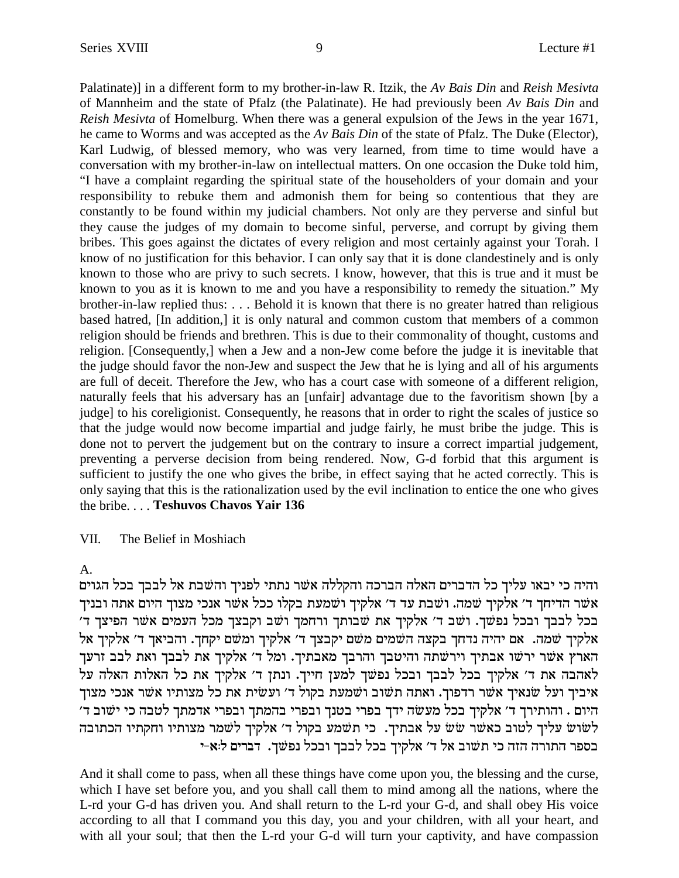Palatinate)] in a different form to my brother-in-law R. Itzik, the *Av Bais Din* and *Reish Mesivta* of Mannheim and the state of Pfalz (the Palatinate). He had previously been *Av Bais Din* and *Reish Mesivta* of Homelburg. When there was a general expulsion of the Jews in the year 1671, he came to Worms and was accepted as the *Av Bais Din* of the state of Pfalz. The Duke (Elector), Karl Ludwig, of blessed memory, who was very learned, from time to time would have a conversation with my brother-in-law on intellectual matters. On one occasion the Duke told him, "I have a complaint regarding the spiritual state of the householders of your domain and your responsibility to rebuke them and admonish them for being so contentious that they are constantly to be found within my judicial chambers. Not only are they perverse and sinful but they cause the judges of my domain to become sinful, perverse, and corrupt by giving them bribes. This goes against the dictates of every religion and most certainly against your Torah. I know of no justification for this behavior. I can only say that it is done clandestinely and is only known to those who are privy to such secrets. I know, however, that this is true and it must be known to you as it is known to me and you have a responsibility to remedy the situation." My brother-in-law replied thus: . . . Behold it is known that there is no greater hatred than religious based hatred, [In addition,] it is only natural and common custom that members of a common religion should be friends and brethren. This is due to their commonality of thought, customs and religion. [Consequently,] when a Jew and a non-Jew come before the judge it is inevitable that the judge should favor the non-Jew and suspect the Jew that he is lying and all of his arguments are full of deceit. Therefore the Jew, who has a court case with someone of a different religion, naturally feels that his adversary has an [unfair] advantage due to the favoritism shown [by a judge] to his coreligionist. Consequently, he reasons that in order to right the scales of justice so that the judge would now become impartial and judge fairly, he must bribe the judge. This is done not to pervert the judgement but on the contrary to insure a correct impartial judgement, preventing a perverse decision from being rendered. Now, G-d forbid that this argument is sufficient to justify the one who gives the bribe, in effect saying that he acted correctly. This is only saying that this is the rationalization used by the evil inclination to entice the one who gives the bribe. . . . **Teshuvos Chavos Yair 136**

VII. The Belief in Moshiach

A.

והיה כי יבאו עליך כל הדברים האלה הברכה והקללה אשר נתתי לפניך והשבת אל לבבך בכל הגוים אשר הדיחך ד' אלקיך שמה. ושבת עד ד' אלקיך ושמעת בקלו ככל אשר אנכי מצוך היום אתה ובניך בכל לבבך ובכל נפשך. ושב ד' אלקיך את שבותך ורחמך ושב וקבצך מכל העמים אשר הפיצך ד' אלקיך שמה. אם יהיה נדחך בקצה השמים משם יקבצך ד' אלקיך ומשם יקחך. והביאך ד' אלקיך אל הארץ אשר ירשו אבתיך וירשתה והיטבך והרבך מאבתיך. ומל ד' אלקיך את לבבך ואת לבב זרעך לאהבה את ד' אלקיך בכל לבבך ובכל נפשך למען חייך. ונתן ד' אלקיך את כל האלות האלה על איביך ועל שנאיך אשר רדפוך. ואתה תשוב ושמעת בקול ד' ועשית את כל מצותיו אשר אנכי מצוך היום . והותירך ד' אלקיך בכל מעשה ידך בפרי בטנך ובפרי בהמתך ובפרי אדמתך לטבה כי ישוב ד' לשוש עליך לטוב כאשר שש על אבתיך. כי תשמע בקול ד' אלקיך לשמר מצותיו וחקתיו הכתובה בספר התורה הזה כי תשוב אל ד' אלקיך בכל לבבך ובכל נפשך. **דברים ל:א-י**

And it shall come to pass, when all these things have come upon you, the blessing and the curse, which I have set before you, and you shall call them to mind among all the nations, where the L-rd your G-d has driven you. And shall return to the L-rd your G-d, and shall obey His voice according to all that I command you this day, you and your children, with all your heart, and with all your soul; that then the L-rd your G-d will turn your captivity, and have compassion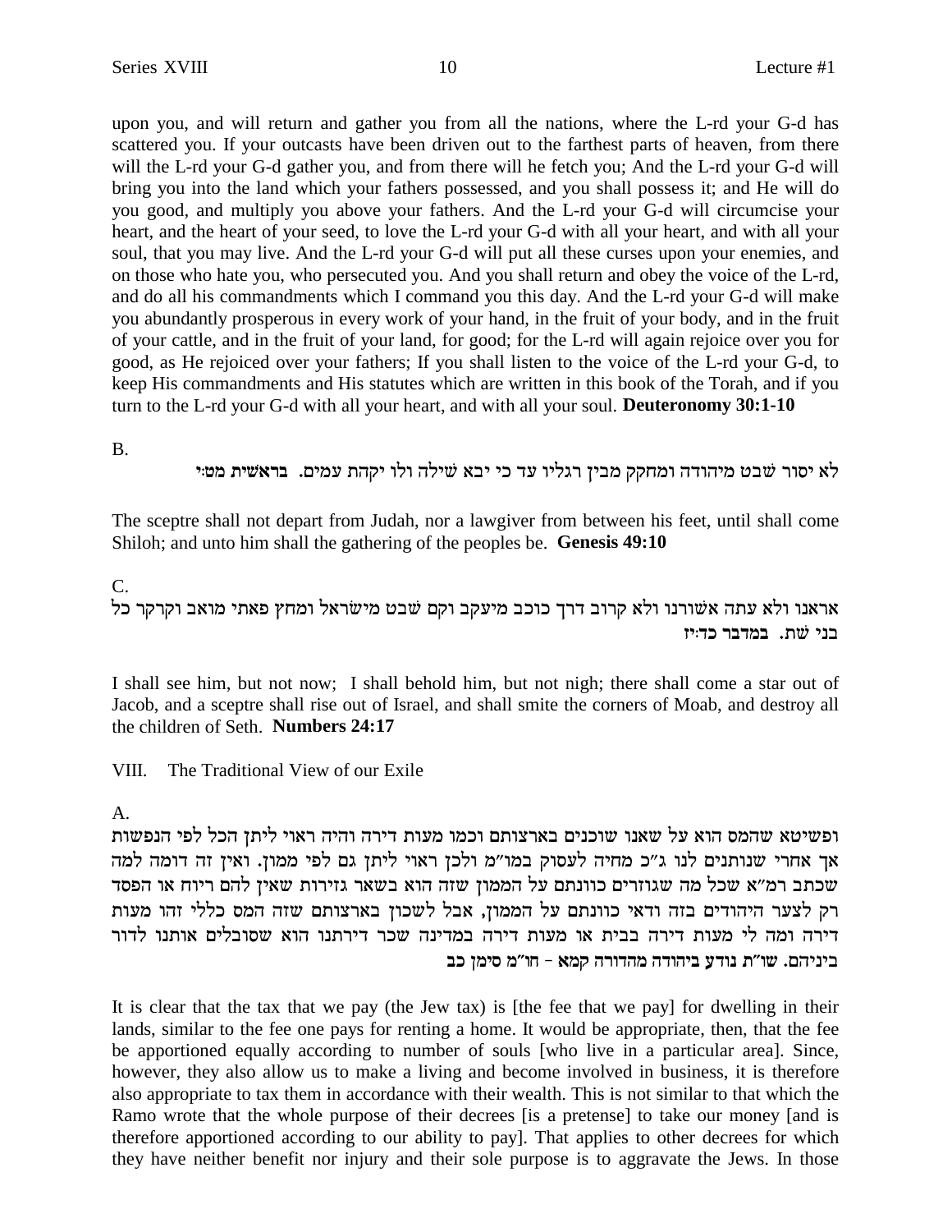upon you, and will return and gather you from all the nations, where the L-rd your G-d has scattered you. If your outcasts have been driven out to the farthest parts of heaven, from there will the L-rd your G-d gather you, and from there will he fetch you; And the L-rd your G-d will bring you into the land which your fathers possessed, and you shall possess it; and He will do you good, and multiply you above your fathers. And the L-rd your G-d will circumcise your heart, and the heart of your seed, to love the L-rd your G-d with all your heart, and with all your soul, that you may live. And the L-rd your G-d will put all these curses upon your enemies, and on those who hate you, who persecuted you. And you shall return and obey the voice of the L-rd, and do all his commandments which I command you this day. And the L-rd your G-d will make you abundantly prosperous in every work of your hand, in the fruit of your body, and in the fruit of your cattle, and in the fruit of your land, for good; for the L-rd will again rejoice over you for good, as He rejoiced over your fathers; If you shall listen to the voice of the L-rd your G-d, to keep His commandments and His statutes which are written in this book of the Torah, and if you turn to the L-rd your G-d with all your heart, and with all your soul. **Deuteronomy 30:1-10**

B.

לא יסור שבט מיהודה ומחקק מבין רגליו עד כי יבא שילה ולו יקהת עמים. **בראשית מט:י**

The sceptre shall not depart from Judah, nor a lawgiver from between his feet, until shall come Shiloh; and unto him shall the gathering of the peoples be. **Genesis 49:10**

C.

אראנו ולא עתה אשורנו ולא קרוב דרך כוכב מיעקב וקם שבט מישראל ומחץ פאתי מואב וקרקר כל בני שת. **במדבר כד:יז**

I shall see him, but not now; I shall behold him, but not nigh; there shall come a star out of Jacob, and a sceptre shall rise out of Israel, and shall smite the corners of Moab, and destroy all the children of Seth. **Numbers 24:17**

VIII. The Traditional View of our Exile

A.

ופשיטא שהמס הוא על שאנו שוכנים בארצותם וכמו מעות דירה והיה ראוי ליתן הכל לפי הנפשות אך אחרי שנותנים לנו ג"כ מחיה לעסוק במו"מ ולכן ראוי ליתן גם לפי ממון. ואין זה דומה למה שכתב רמ"א שכל מה שגוזרים כוונתם על הממון שזה הוא בשאר גזירות שאין להם ריוח או הפסד רק לצער היהודים בזה ודאי כוונתם על הממון, אבל לשכון בארצותם שזה המס כללי זהו מעות דירה ומה לי מעות דירה בבית או מעות דירה במדינה שכר דירתנו הוא שסובלים אותנו לדור ביניהם. **שו"ת נודע ביהודה מהדורה קמא - חו"מ סימן כב**

It is clear that the tax that we pay (the Jew tax) is [the fee that we pay] for dwelling in their lands, similar to the fee one pays for renting a home. It would be appropriate, then, that the fee be apportioned equally according to number of souls [who live in a particular area]. Since, however, they also allow us to make a living and become involved in business, it is therefore also appropriate to tax them in accordance with their wealth. This is not similar to that which the Ramo wrote that the whole purpose of their decrees [is a pretense] to take our money [and is therefore apportioned according to our ability to pay]. That applies to other decrees for which they have neither benefit nor injury and their sole purpose is to aggravate the Jews. In those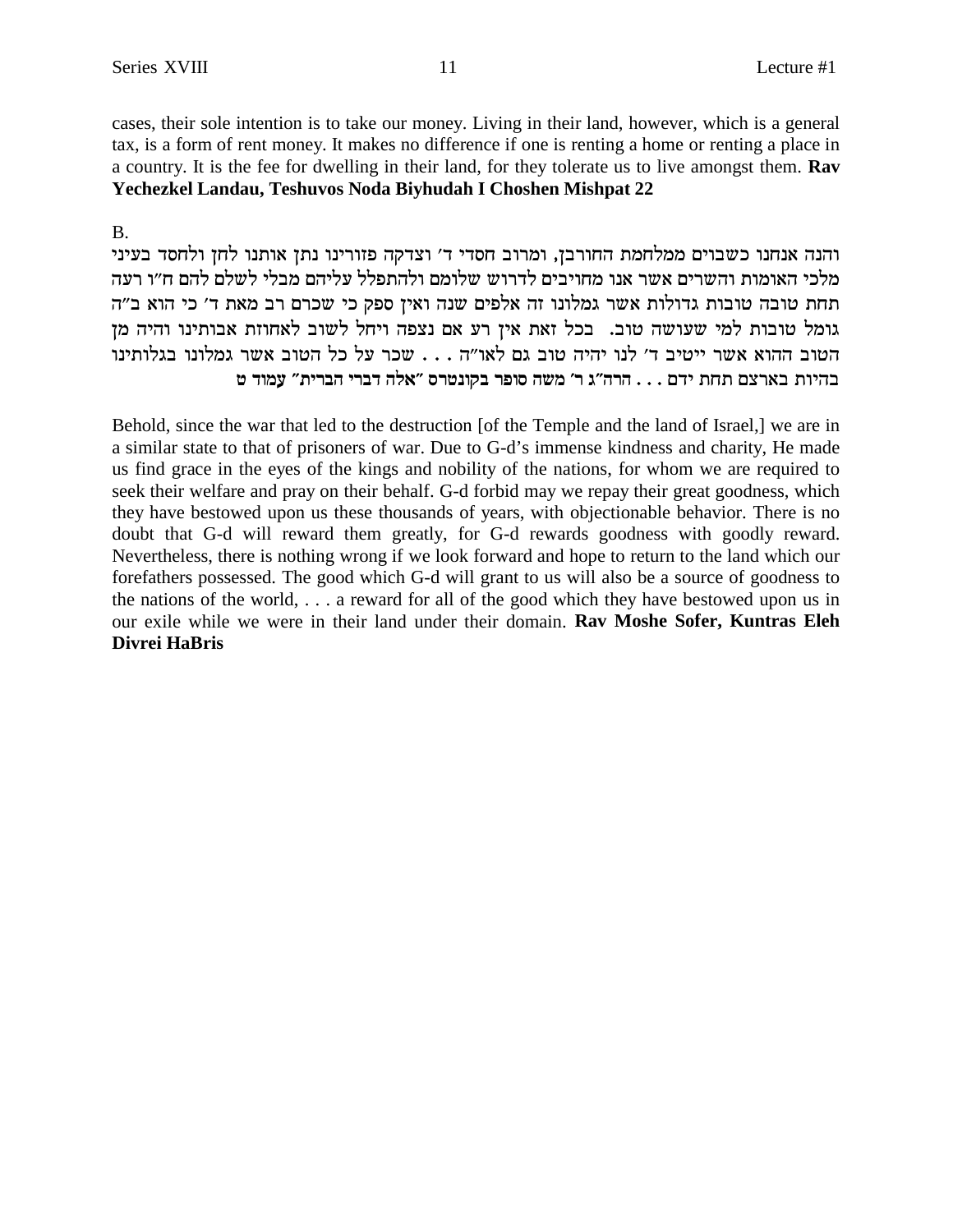cases, their sole intention is to take our money. Living in their land, however, which is a general tax, is a form of rent money. It makes no difference if one is renting a home or renting a place in a country. It is the fee for dwelling in their land, for they tolerate us to live amongst them. **Rav Yechezkel Landau, Teshuvos Noda Biyhudah I Choshen Mishpat 22**

B.

והנה אנחנו כשבוים ממלחמת החורבן, ומרוב חסדי ד׳ וצדקה פזורינו נתן אותנו לחן ולחסד בעיני מלכי האומות והשרים אשר אנו מחויבים לדרוש שלומם ולהתפלל עליהם מבלי לשלם להם ח״ו רעה תחת טובה טובות גדולות אשר גמלונו זה אלפים שנה ואין ספק כי שכרם רב מאת ד׳ כי הוא ב״ה גומל טובות למי שעושה טוב. בכל זאת אין רע אם נצפה ויחל לשוב לאחוזת אבותינו והיה מן הטוב ההוא אשר ייטיב ד׳ לנו יהיה טוב גם לאו״ה . . . שכר על כל הטוב אשר גמלונו בגלותינו בהיות בארצם תחת ידם . . . **הרה״ג ר׳ משה סופר בקונטרס ״אלה דברי הברית״ עמוד ט**

Behold, since the war that led to the destruction [of the Temple and the land of Israel,] we are in a similar state to that of prisoners of war. Due to G-d's immense kindness and charity, He made us find grace in the eyes of the kings and nobility of the nations, for whom we are required to seek their welfare and pray on their behalf. G-d forbid may we repay their great goodness, which they have bestowed upon us these thousands of years, with objectionable behavior. There is no doubt that G-d will reward them greatly, for G-d rewards goodness with goodly reward. Nevertheless, there is nothing wrong if we look forward and hope to return to the land which our forefathers possessed. The good which G-d will grant to us will also be a source of goodness to the nations of the world, . . . a reward for all of the good which they have bestowed upon us in our exile while we were in their land under their domain. **Rav Moshe Sofer, Kuntras Eleh Divrei HaBris**